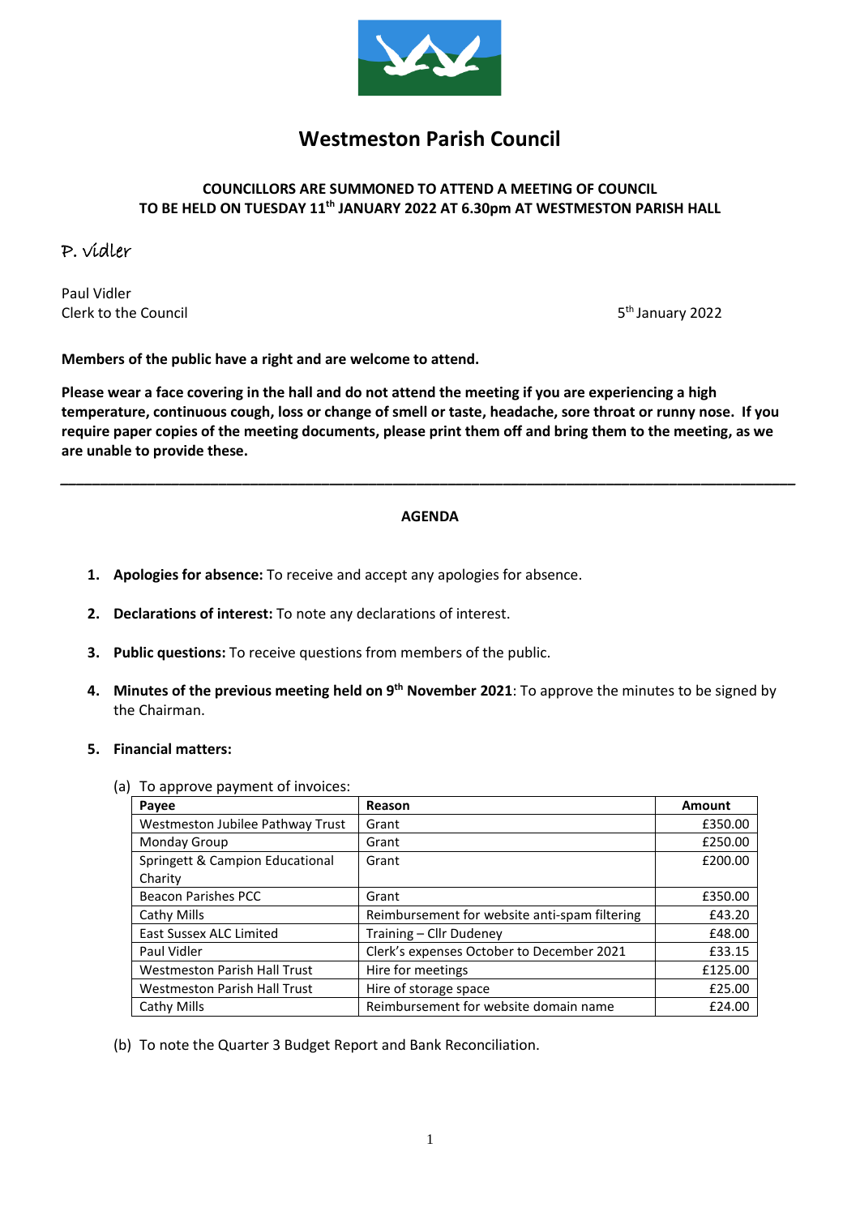# Westmeston Parish Council

**COUNCILLORS ARE SUMMONED TO ATTEND A MEETING OF COUNCIL TO BE HELD ON TUESDAY 11th JANUARY 2022 AT 6.30pm AT WESTMESTON PARISH HALL**

P. Vidler

Paul Vidler
Clerk to the Council

5th January 2022

**Members of the public have a right and are welcome to attend.**

**Please wear a face covering in the hall and do not attend the meeting if you are experiencing a high temperature, continuous cough, loss or change of smell or taste, headache, sore throat or runny nose. If you require paper copies of the meeting documents, please print them off and bring them to the meeting, as we are unable to provide these.**

---

**AGENDA**

1. **Apologies for absence:** To receive and accept any apologies for absence.

2. **Declarations of interest:** To note any declarations of interest.

3. **Public questions:** To receive questions from members of the public.

4. **Minutes of the previous meeting held on 9th November 2021**: To approve the minutes to be signed by the Chairman.

5. **Financial matters:**

(a) To approve payment of invoices:

| Payee | Reason | Amount |
|---|---|---|
| Westmeston Jubilee Pathway Trust | Grant | £350.00 |
| Monday Group | Grant | £250.00 |
| Springett & Campion Educational Charity | Grant | £200.00 |
| Beacon Parishes PCC | Grant | £350.00 |
| Cathy Mills | Reimbursement for website anti-spam filtering | £43.20 |
| East Sussex ALC Limited | Training – Cllr Dudeney | £48.00 |
| Paul Vidler | Clerk's expenses October to December 2021 | £33.15 |
| Westmeston Parish Hall Trust | Hire for meetings | £125.00 |
| Westmeston Parish Hall Trust | Hire of storage space | £25.00 |
| Cathy Mills | Reimbursement for website domain name | £24.00 |

(b) To note the Quarter 3 Budget Report and Bank Reconciliation.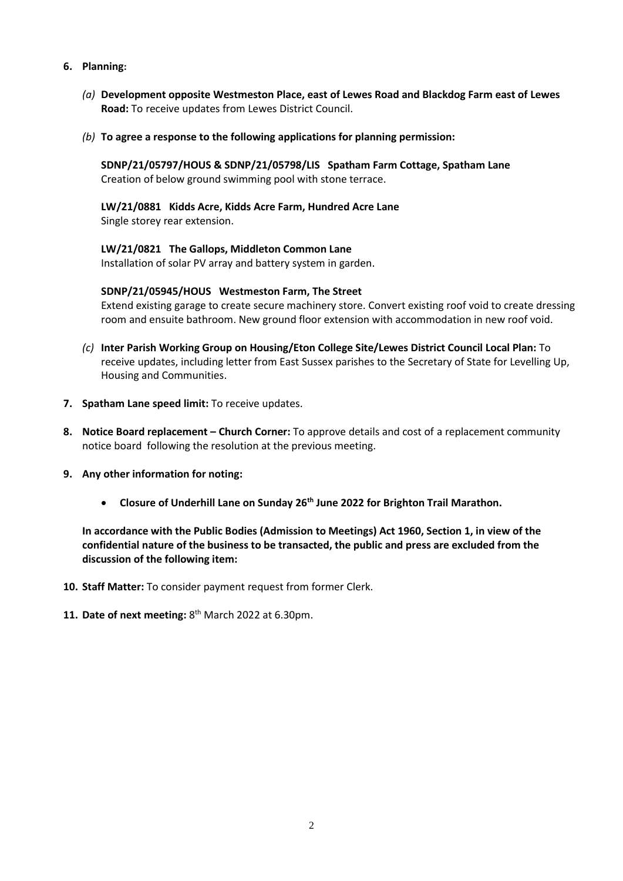6. **Planning:**

   *(a)* **Development opposite Westmeston Place, east of Lewes Road and Blackdog Farm east of Lewes Road:** To receive updates from Lewes District Council.

   *(b)* **To agree a response to the following applications for planning permission:**

   **SDNP/21/05797/HOUS & SDNP/21/05798/LIS Spatham Farm Cottage, Spatham Lane**
   Creation of below ground swimming pool with stone terrace.

   **LW/21/0881 Kidds Acre, Kidds Acre Farm, Hundred Acre Lane**
   Single storey rear extension.

   **LW/21/0821 The Gallops, Middleton Common Lane**
   Installation of solar PV array and battery system in garden.

   **SDNP/21/05945/HOUS Westmeston Farm, The Street**
   Extend existing garage to create secure machinery store. Convert existing roof void to create dressing room and ensuite bathroom. New ground floor extension with accommodation in new roof void.

   *(c)* **Inter Parish Working Group on Housing/Eton College Site/Lewes District Council Local Plan:** To receive updates, including letter from East Sussex parishes to the Secretary of State for Levelling Up, Housing and Communities.

7. **Spatham Lane speed limit:** To receive updates.

8. **Notice Board replacement – Church Corner:** To approve details and cost of a replacement community notice board following the resolution at the previous meeting.

9. **Any other information for noting:**

   - **Closure of Underhill Lane on Sunday 26th June 2022 for Brighton Trail Marathon.**

   **In accordance with the Public Bodies (Admission to Meetings) Act 1960, Section 1, in view of the confidential nature of the business to be transacted, the public and press are excluded from the discussion of the following item:**

10. **Staff Matter:** To consider payment request from former Clerk.

11. **Date of next meeting:** 8th March 2022 at 6.30pm.